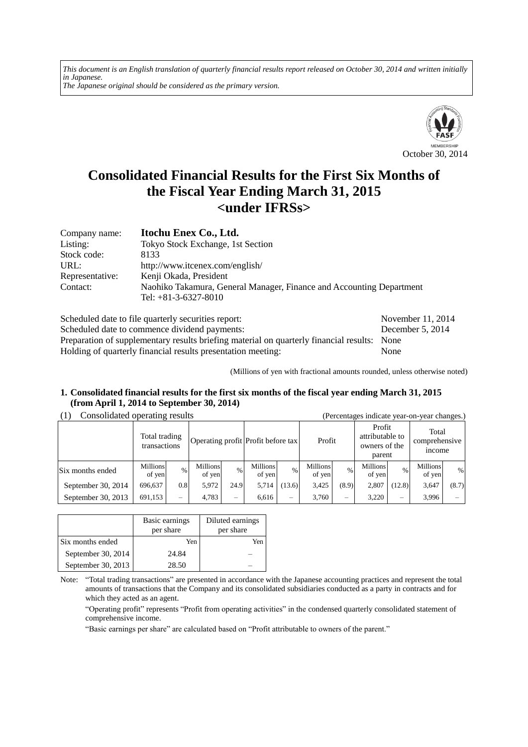*This document is an English translation of quarterly financial results report released on October 30, 2014 and written initially in Japanese.*
*The Japanese original should be considered as the primary version.*

October 30, 2014

# Consolidated Financial Results for the First Six Months of the Fiscal Year Ending March 31, 2015 <under IFRSs>

| | |
|---|---|
| Company name: | **Itochu Enex Co., Ltd.** |
| Listing: | Tokyo Stock Exchange, 1st Section |
| Stock code: | 8133 |
| URL: | http://www.itcenex.com/english/ |
| Representative: | Kenji Okada, President |
| Contact: | Naohiko Takamura, General Manager, Finance and Accounting Department<br>Tel: +81-3-6327-8010 |

| | |
|---|---|
| Scheduled date to file quarterly securities report: | November 11, 2014 |
| Scheduled date to commence dividend payments: | December 5, 2014 |
| Preparation of supplementary results briefing material on quarterly financial results: | None |
| Holding of quarterly financial results presentation meeting: | None |

(Millions of yen with fractional amounts rounded, unless otherwise noted)

## 1. Consolidated financial results for the first six months of the fiscal year ending March 31, 2015 (from April 1, 2014 to September 30, 2014)

(1) Consolidated operating results (Percentages indicate year-on-year changes.)

| | Total trading transactions | | Operating profit | | Profit before tax | | Profit | | Profit attributable to owners of the parent | | Total comprehensive income | |
|---|---|---|---|---|---|---|---|---|---|---|---|---|
| Six months ended | Millions of yen | % | Millions of yen | % | Millions of yen | % | Millions of yen | % | Millions of yen | % | Millions of yen | % |
| September 30, 2014 | 696,637 | 0.8 | 5,972 | 24.9 | 5,714 | (13.6) | 3,425 | (8.9) | 2,807 | (12.8) | 3,647 | (8.7) |
| September 30, 2013 | 691,153 | – | 4,783 | – | 6,616 | – | 3,760 | – | 3,220 | – | 3,996 | – |

| | Basic earnings per share | Diluted earnings per share |
|---|---|---|
| Six months ended | Yen | Yen |
| September 30, 2014 | 24.84 | – |
| September 30, 2013 | 28.50 | – |

Note: "Total trading transactions" are presented in accordance with the Japanese accounting practices and represent the total amounts of transactions that the Company and its consolidated subsidiaries conducted as a party in contracts and for which they acted as an agent.

"Operating profit" represents "Profit from operating activities" in the condensed quarterly consolidated statement of comprehensive income.

"Basic earnings per share" are calculated based on "Profit attributable to owners of the parent."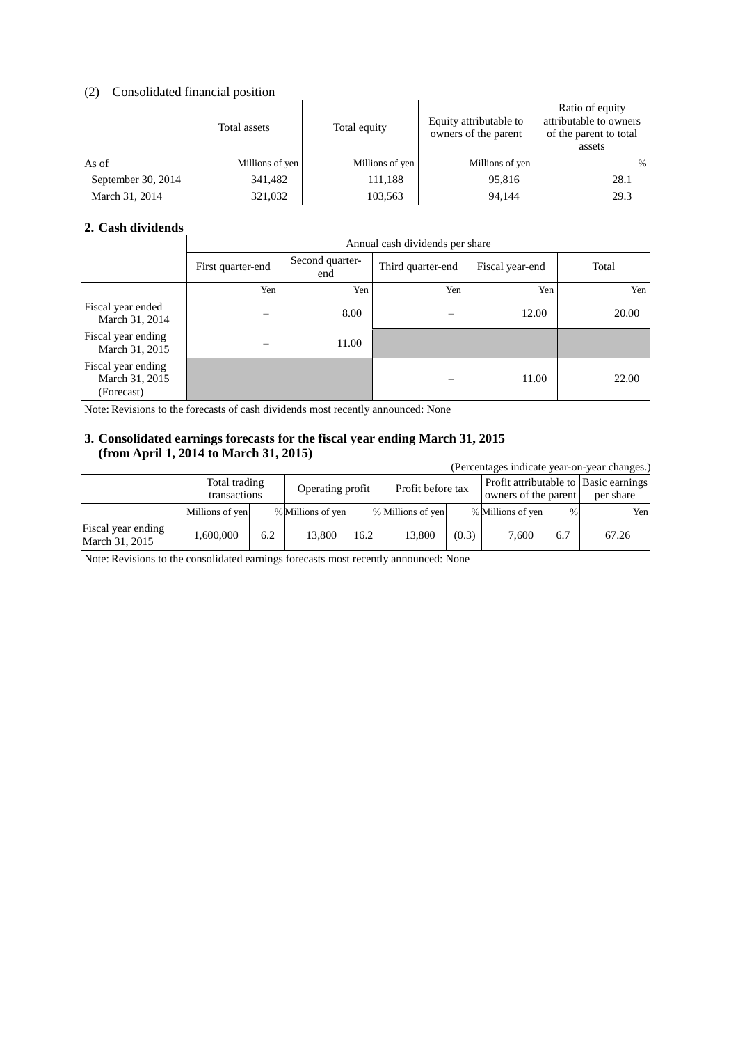(2) Consolidated financial position

| | Total assets | Total equity | Equity attributable to owners of the parent | Ratio of equity attributable to owners of the parent to total assets |
|---|---|---|---|---|
| As of | Millions of yen | Millions of yen | Millions of yen | % |
| September 30, 2014 | 341,482 | 111,188 | 95,816 | 28.1 |
| March 31, 2014 | 321,032 | 103,563 | 94,144 | 29.3 |

## 2. Cash dividends

| | Annual cash dividends per share | | | | |
|---|---|---|---|---|---|
| | First quarter-end | Second quarter-end | Third quarter-end | Fiscal year-end | Total |
| | Yen | Yen | Yen | Yen | Yen |
| Fiscal year ended March 31, 2014 | – | 8.00 | – | 12.00 | 20.00 |
| Fiscal year ending March 31, 2015 | – | 11.00 | | | |
| Fiscal year ending March 31, 2015 (Forecast) | | | – | 11.00 | 22.00 |

Note: Revisions to the forecasts of cash dividends most recently announced: None

## 3. Consolidated earnings forecasts for the fiscal year ending March 31, 2015 (from April 1, 2014 to March 31, 2015)

(Percentages indicate year-on-year changes.)

| | Total trading transactions | | Operating profit | | Profit before tax | | Profit attributable to owners of the parent | | Basic earnings per share |
|---|---|---|---|---|---|---|---|---|---|
| | Millions of yen | % | Millions of yen | % | Millions of yen | % | Millions of yen | % | Yen |
| Fiscal year ending March 31, 2015 | 1,600,000 | 6.2 | 13,800 | 16.2 | 13,800 | (0.3) | 7,600 | 6.7 | 67.26 |

Note: Revisions to the consolidated earnings forecasts most recently announced: None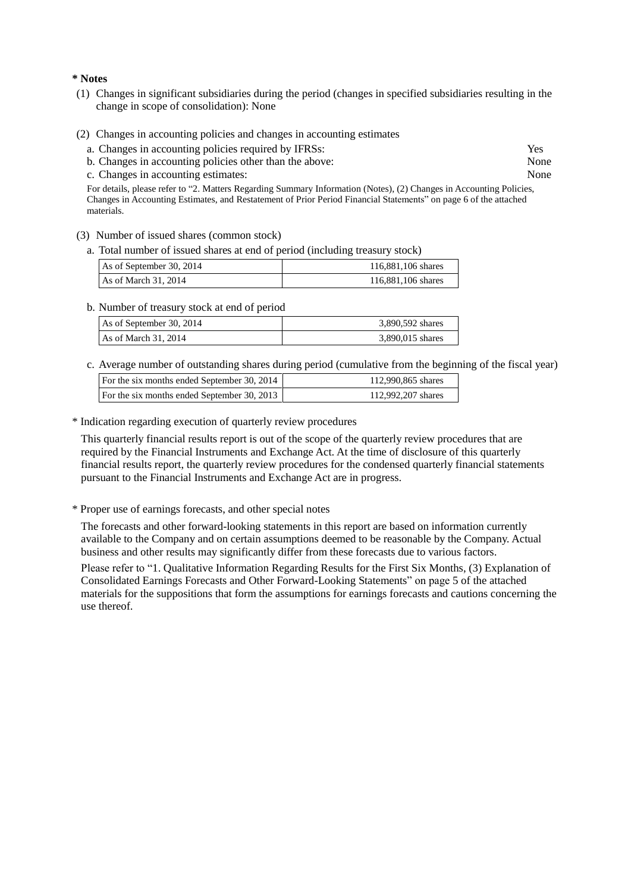**\* Notes**

(1) Changes in significant subsidiaries during the period (changes in specified subsidiaries resulting in the change in scope of consolidation): None

(2) Changes in accounting policies and changes in accounting estimates

a. Changes in accounting policies required by IFRSs: Yes

b. Changes in accounting policies other than the above: None

c. Changes in accounting estimates: None

For details, please refer to "2. Matters Regarding Summary Information (Notes), (2) Changes in Accounting Policies, Changes in Accounting Estimates, and Restatement of Prior Period Financial Statements" on page 6 of the attached materials.

(3) Number of issued shares (common stock)

a. Total number of issued shares at end of period (including treasury stock)

| | |
|---|---|
| As of September 30, 2014 | 116,881,106 shares |
| As of March 31, 2014 | 116,881,106 shares |

b. Number of treasury stock at end of period

| | |
|---|---|
| As of September 30, 2014 | 3,890,592 shares |
| As of March 31, 2014 | 3,890,015 shares |

c. Average number of outstanding shares during period (cumulative from the beginning of the fiscal year)

| | |
|---|---|
| For the six months ended September 30, 2014 | 112,990,865 shares |
| For the six months ended September 30, 2013 | 112,992,207 shares |

\* Indication regarding execution of quarterly review procedures

This quarterly financial results report is out of the scope of the quarterly review procedures that are required by the Financial Instruments and Exchange Act. At the time of disclosure of this quarterly financial results report, the quarterly review procedures for the condensed quarterly financial statements pursuant to the Financial Instruments and Exchange Act are in progress.

\* Proper use of earnings forecasts, and other special notes

The forecasts and other forward-looking statements in this report are based on information currently available to the Company and on certain assumptions deemed to be reasonable by the Company. Actual business and other results may significantly differ from these forecasts due to various factors.

Please refer to "1. Qualitative Information Regarding Results for the First Six Months, (3) Explanation of Consolidated Earnings Forecasts and Other Forward-Looking Statements" on page 5 of the attached materials for the suppositions that form the assumptions for earnings forecasts and cautions concerning the use thereof.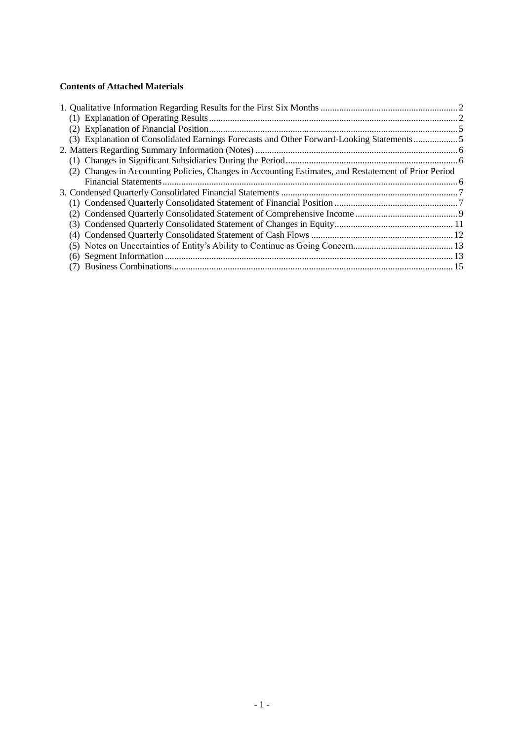**Contents of Attached Materials**

1. Qualitative Information Regarding Results for the First Six Months ........ 2
   (1) Explanation of Operating Results ........ 2
   (2) Explanation of Financial Position ........ 5
   (3) Explanation of Consolidated Earnings Forecasts and Other Forward-Looking Statements ........ 5
2. Matters Regarding Summary Information (Notes) ........ 6
   (1) Changes in Significant Subsidiaries During the Period ........ 6
   (2) Changes in Accounting Policies, Changes in Accounting Estimates, and Restatement of Prior Period Financial Statements ........ 6
3. Condensed Quarterly Consolidated Financial Statements ........ 7
   (1) Condensed Quarterly Consolidated Statement of Financial Position ........ 7
   (2) Condensed Quarterly Consolidated Statement of Comprehensive Income ........ 9
   (3) Condensed Quarterly Consolidated Statement of Changes in Equity ........ 11
   (4) Condensed Quarterly Consolidated Statement of Cash Flows ........ 12
   (5) Notes on Uncertainties of Entity's Ability to Continue as Going Concern ........ 13
   (6) Segment Information ........ 13
   (7) Business Combinations ........ 15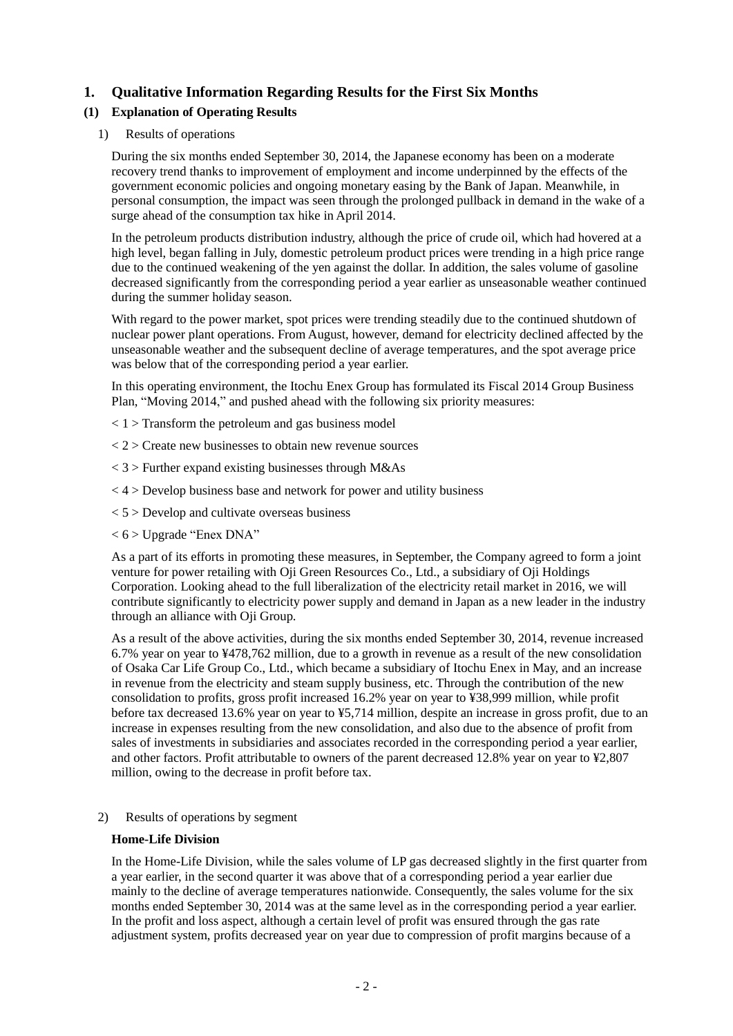# 1. Qualitative Information Regarding Results for the First Six Months

## (1) Explanation of Operating Results

1) Results of operations

During the six months ended September 30, 2014, the Japanese economy has been on a moderate recovery trend thanks to improvement of employment and income underpinned by the effects of the government economic policies and ongoing monetary easing by the Bank of Japan. Meanwhile, in personal consumption, the impact was seen through the prolonged pullback in demand in the wake of a surge ahead of the consumption tax hike in April 2014.

In the petroleum products distribution industry, although the price of crude oil, which had hovered at a high level, began falling in July, domestic petroleum product prices were trending in a high price range due to the continued weakening of the yen against the dollar. In addition, the sales volume of gasoline decreased significantly from the corresponding period a year earlier as unseasonable weather continued during the summer holiday season.

With regard to the power market, spot prices were trending steadily due to the continued shutdown of nuclear power plant operations. From August, however, demand for electricity declined affected by the unseasonable weather and the subsequent decline of average temperatures, and the spot average price was below that of the corresponding period a year earlier.

In this operating environment, the Itochu Enex Group has formulated its Fiscal 2014 Group Business Plan, "Moving 2014," and pushed ahead with the following six priority measures:

< 1 > Transform the petroleum and gas business model

< 2 > Create new businesses to obtain new revenue sources

< 3 > Further expand existing businesses through M&As

< 4 > Develop business base and network for power and utility business

< 5 > Develop and cultivate overseas business

< 6 > Upgrade "Enex DNA"

As a part of its efforts in promoting these measures, in September, the Company agreed to form a joint venture for power retailing with Oji Green Resources Co., Ltd., a subsidiary of Oji Holdings Corporation. Looking ahead to the full liberalization of the electricity retail market in 2016, we will contribute significantly to electricity power supply and demand in Japan as a new leader in the industry through an alliance with Oji Group.

As a result of the above activities, during the six months ended September 30, 2014, revenue increased 6.7% year on year to ¥478,762 million, due to a growth in revenue as a result of the new consolidation of Osaka Car Life Group Co., Ltd., which became a subsidiary of Itochu Enex in May, and an increase in revenue from the electricity and steam supply business, etc. Through the contribution of the new consolidation to profits, gross profit increased 16.2% year on year to ¥38,999 million, while profit before tax decreased 13.6% year on year to ¥5,714 million, despite an increase in gross profit, due to an increase in expenses resulting from the new consolidation, and also due to the absence of profit from sales of investments in subsidiaries and associates recorded in the corresponding period a year earlier, and other factors. Profit attributable to owners of the parent decreased 12.8% year on year to ¥2,807 million, owing to the decrease in profit before tax.

2) Results of operations by segment

**Home-Life Division**

In the Home-Life Division, while the sales volume of LP gas decreased slightly in the first quarter from a year earlier, in the second quarter it was above that of a corresponding period a year earlier due mainly to the decline of average temperatures nationwide. Consequently, the sales volume for the six months ended September 30, 2014 was at the same level as in the corresponding period a year earlier. In the profit and loss aspect, although a certain level of profit was ensured through the gas rate adjustment system, profits decreased year on year due to compression of profit margins because of a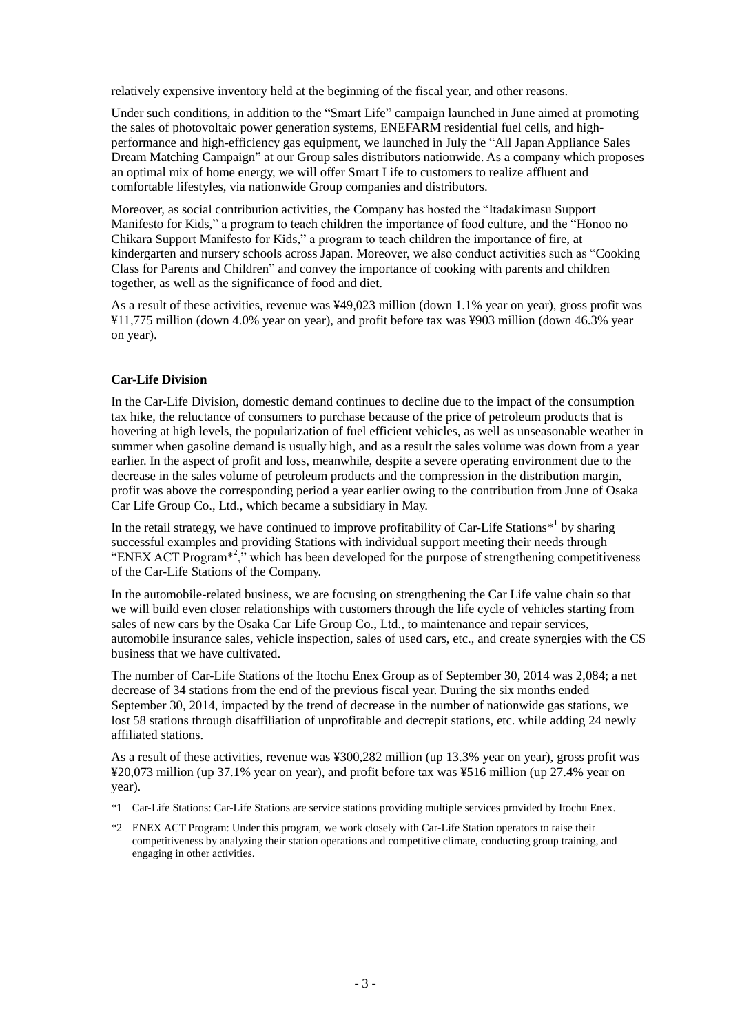relatively expensive inventory held at the beginning of the fiscal year, and other reasons.

Under such conditions, in addition to the "Smart Life" campaign launched in June aimed at promoting the sales of photovoltaic power generation systems, ENEFARM residential fuel cells, and high-performance and high-efficiency gas equipment, we launched in July the "All Japan Appliance Sales Dream Matching Campaign" at our Group sales distributors nationwide. As a company which proposes an optimal mix of home energy, we will offer Smart Life to customers to realize affluent and comfortable lifestyles, via nationwide Group companies and distributors.

Moreover, as social contribution activities, the Company has hosted the "Itadakimasu Support Manifesto for Kids," a program to teach children the importance of food culture, and the "Honoo no Chikara Support Manifesto for Kids," a program to teach children the importance of fire, at kindergarten and nursery schools across Japan. Moreover, we also conduct activities such as "Cooking Class for Parents and Children" and convey the importance of cooking with parents and children together, as well as the significance of food and diet.

As a result of these activities, revenue was ¥49,023 million (down 1.1% year on year), gross profit was ¥11,775 million (down 4.0% year on year), and profit before tax was ¥903 million (down 46.3% year on year).

**Car-Life Division**

In the Car-Life Division, domestic demand continues to decline due to the impact of the consumption tax hike, the reluctance of consumers to purchase because of the price of petroleum products that is hovering at high levels, the popularization of fuel efficient vehicles, as well as unseasonable weather in summer when gasoline demand is usually high, and as a result the sales volume was down from a year earlier. In the aspect of profit and loss, meanwhile, despite a severe operating environment due to the decrease in the sales volume of petroleum products and the compression in the distribution margin, profit was above the corresponding period a year earlier owing to the contribution from June of Osaka Car Life Group Co., Ltd., which became a subsidiary in May.

In the retail strategy, we have continued to improve profitability of Car-Life Stations*[1] by sharing successful examples and providing Stations with individual support meeting their needs through "ENEX ACT Program*[2]," which has been developed for the purpose of strengthening competitiveness of the Car-Life Stations of the Company.

In the automobile-related business, we are focusing on strengthening the Car Life value chain so that we will build even closer relationships with customers through the life cycle of vehicles starting from sales of new cars by the Osaka Car Life Group Co., Ltd., to maintenance and repair services, automobile insurance sales, vehicle inspection, sales of used cars, etc., and create synergies with the CS business that we have cultivated.

The number of Car-Life Stations of the Itochu Enex Group as of September 30, 2014 was 2,084; a net decrease of 34 stations from the end of the previous fiscal year. During the six months ended September 30, 2014, impacted by the trend of decrease in the number of nationwide gas stations, we lost 58 stations through disaffiliation of unprofitable and decrepit stations, etc. while adding 24 newly affiliated stations.

As a result of these activities, revenue was ¥300,282 million (up 13.3% year on year), gross profit was ¥20,073 million (up 37.1% year on year), and profit before tax was ¥516 million (up 27.4% year on year).

*1 Car-Life Stations: Car-Life Stations are service stations providing multiple services provided by Itochu Enex.

*2 ENEX ACT Program: Under this program, we work closely with Car-Life Station operators to raise their competitiveness by analyzing their station operations and competitive climate, conducting group training, and engaging in other activities.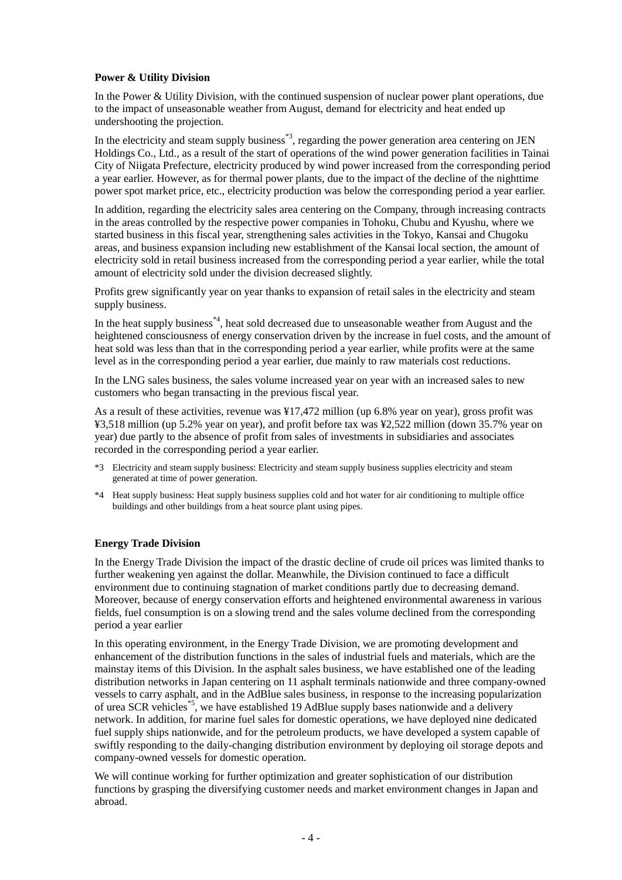**Power & Utility Division**

In the Power & Utility Division, with the continued suspension of nuclear power plant operations, due to the impact of unseasonable weather from August, demand for electricity and heat ended up undershooting the projection.

In the electricity and steam supply business[*3], regarding the power generation area centering on JEN Holdings Co., Ltd., as a result of the start of operations of the wind power generation facilities in Tainai City of Niigata Prefecture, electricity produced by wind power increased from the corresponding period a year earlier. However, as for thermal power plants, due to the impact of the decline of the nighttime power spot market price, etc., electricity production was below the corresponding period a year earlier.

In addition, regarding the electricity sales area centering on the Company, through increasing contracts in the areas controlled by the respective power companies in Tohoku, Chubu and Kyushu, where we started business in this fiscal year, strengthening sales activities in the Tokyo, Kansai and Chugoku areas, and business expansion including new establishment of the Kansai local section, the amount of electricity sold in retail business increased from the corresponding period a year earlier, while the total amount of electricity sold under the division decreased slightly.

Profits grew significantly year on year thanks to expansion of retail sales in the electricity and steam supply business.

In the heat supply business[*4], heat sold decreased due to unseasonable weather from August and the heightened consciousness of energy conservation driven by the increase in fuel costs, and the amount of heat sold was less than that in the corresponding period a year earlier, while profits were at the same level as in the corresponding period a year earlier, due mainly to raw materials cost reductions.

In the LNG sales business, the sales volume increased year on year with an increased sales to new customers who began transacting in the previous fiscal year.

As a result of these activities, revenue was ¥17,472 million (up 6.8% year on year), gross profit was ¥3,518 million (up 5.2% year on year), and profit before tax was ¥2,522 million (down 35.7% year on year) due partly to the absence of profit from sales of investments in subsidiaries and associates recorded in the corresponding period a year earlier.

*3 Electricity and steam supply business: Electricity and steam supply business supplies electricity and steam generated at time of power generation.

*4 Heat supply business: Heat supply business supplies cold and hot water for air conditioning to multiple office buildings and other buildings from a heat source plant using pipes.

**Energy Trade Division**

In the Energy Trade Division the impact of the drastic decline of crude oil prices was limited thanks to further weakening yen against the dollar. Meanwhile, the Division continued to face a difficult environment due to continuing stagnation of market conditions partly due to decreasing demand. Moreover, because of energy conservation efforts and heightened environmental awareness in various fields, fuel consumption is on a slowing trend and the sales volume declined from the corresponding period a year earlier

In this operating environment, in the Energy Trade Division, we are promoting development and enhancement of the distribution functions in the sales of industrial fuels and materials, which are the mainstay items of this Division. In the asphalt sales business, we have established one of the leading distribution networks in Japan centering on 11 asphalt terminals nationwide and three company-owned vessels to carry asphalt, and in the AdBlue sales business, in response to the increasing popularization of urea SCR vehicles[*5], we have established 19 AdBlue supply bases nationwide and a delivery network. In addition, for marine fuel sales for domestic operations, we have deployed nine dedicated fuel supply ships nationwide, and for the petroleum products, we have developed a system capable of swiftly responding to the daily-changing distribution environment by deploying oil storage depots and company-owned vessels for domestic operation.

We will continue working for further optimization and greater sophistication of our distribution functions by grasping the diversifying customer needs and market environment changes in Japan and abroad.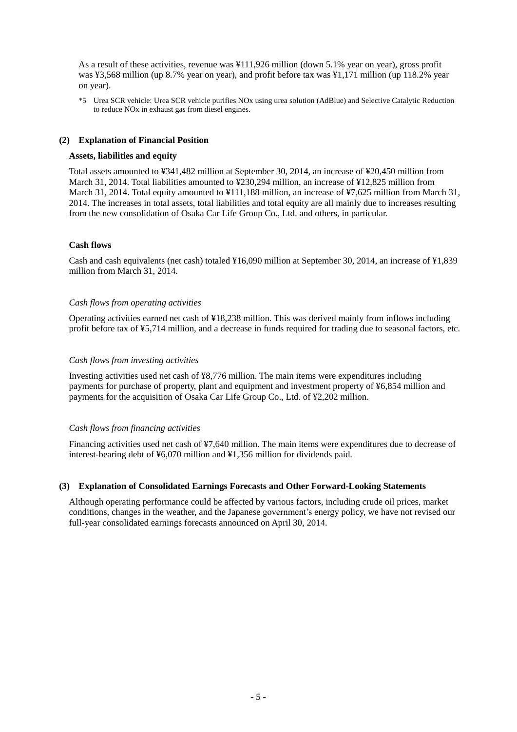As a result of these activities, revenue was ¥111,926 million (down 5.1% year on year), gross profit was ¥3,568 million (up 8.7% year on year), and profit before tax was ¥1,171 million (up 118.2% year on year).

*5 Urea SCR vehicle: Urea SCR vehicle purifies NOx using urea solution (AdBlue) and Selective Catalytic Reduction to reduce NOx in exhaust gas from diesel engines.

### (2) Explanation of Financial Position

**Assets, liabilities and equity**

Total assets amounted to ¥341,482 million at September 30, 2014, an increase of ¥20,450 million from March 31, 2014. Total liabilities amounted to ¥230,294 million, an increase of ¥12,825 million from March 31, 2014. Total equity amounted to ¥111,188 million, an increase of ¥7,625 million from March 31, 2014. The increases in total assets, total liabilities and total equity are all mainly due to increases resulting from the new consolidation of Osaka Car Life Group Co., Ltd. and others, in particular.

**Cash flows**

Cash and cash equivalents (net cash) totaled ¥16,090 million at September 30, 2014, an increase of ¥1,839 million from March 31, 2014.

*Cash flows from operating activities*

Operating activities earned net cash of ¥18,238 million. This was derived mainly from inflows including profit before tax of ¥5,714 million, and a decrease in funds required for trading due to seasonal factors, etc.

*Cash flows from investing activities*

Investing activities used net cash of ¥8,776 million. The main items were expenditures including payments for purchase of property, plant and equipment and investment property of ¥6,854 million and payments for the acquisition of Osaka Car Life Group Co., Ltd. of ¥2,202 million.

*Cash flows from financing activities*

Financing activities used net cash of ¥7,640 million. The main items were expenditures due to decrease of interest-bearing debt of ¥6,070 million and ¥1,356 million for dividends paid.

### (3) Explanation of Consolidated Earnings Forecasts and Other Forward-Looking Statements

Although operating performance could be affected by various factors, including crude oil prices, market conditions, changes in the weather, and the Japanese government's energy policy, we have not revised our full-year consolidated earnings forecasts announced on April 30, 2014.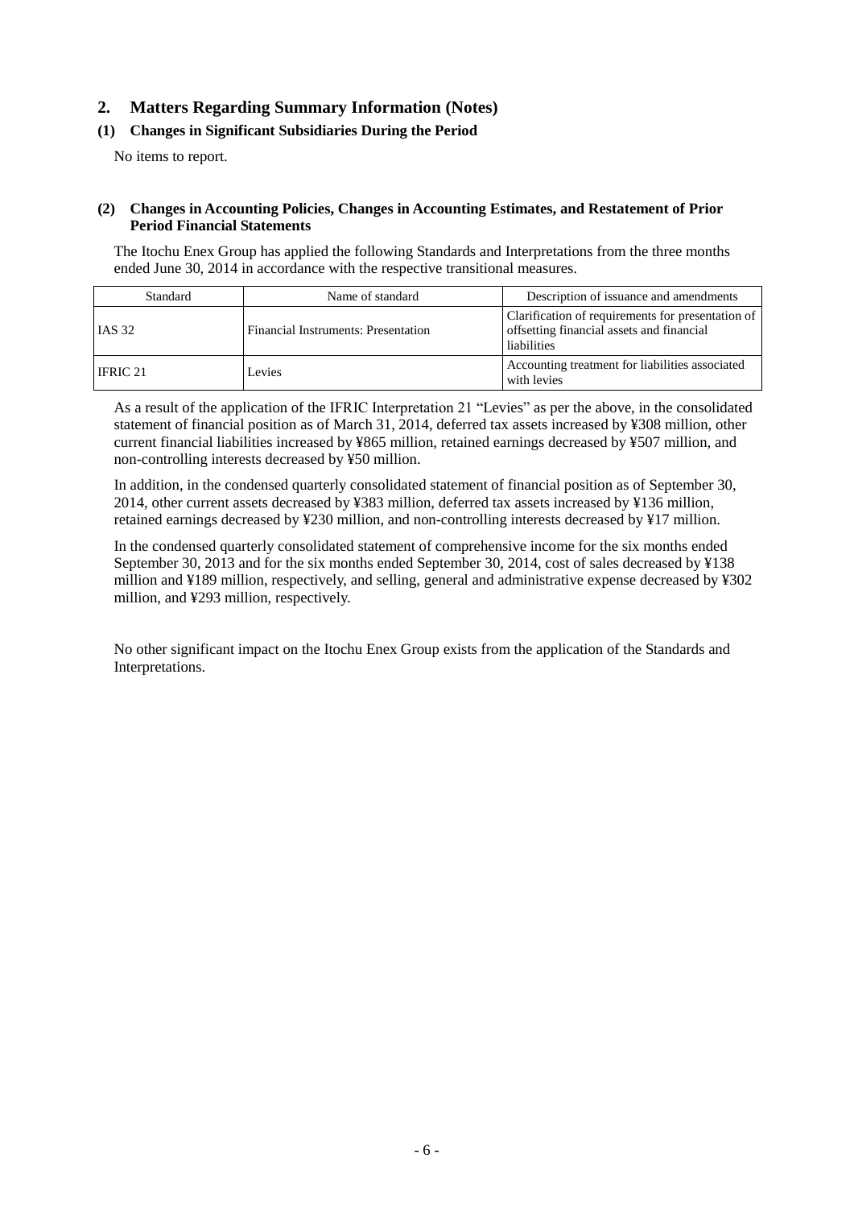## 2. Matters Regarding Summary Information (Notes)

### (1) Changes in Significant Subsidiaries During the Period

No items to report.

### (2) Changes in Accounting Policies, Changes in Accounting Estimates, and Restatement of Prior Period Financial Statements

The Itochu Enex Group has applied the following Standards and Interpretations from the three months ended June 30, 2014 in accordance with the respective transitional measures.

| Standard | Name of standard | Description of issuance and amendments |
|---|---|---|
| IAS 32 | Financial Instruments: Presentation | Clarification of requirements for presentation of offsetting financial assets and financial liabilities |
| IFRIC 21 | Levies | Accounting treatment for liabilities associated with levies |

As a result of the application of the IFRIC Interpretation 21 "Levies" as per the above, in the consolidated statement of financial position as of March 31, 2014, deferred tax assets increased by ¥308 million, other current financial liabilities increased by ¥865 million, retained earnings decreased by ¥507 million, and non-controlling interests decreased by ¥50 million.

In addition, in the condensed quarterly consolidated statement of financial position as of September 30, 2014, other current assets decreased by ¥383 million, deferred tax assets increased by ¥136 million, retained earnings decreased by ¥230 million, and non-controlling interests decreased by ¥17 million.

In the condensed quarterly consolidated statement of comprehensive income for the six months ended September 30, 2013 and for the six months ended September 30, 2014, cost of sales decreased by ¥138 million and ¥189 million, respectively, and selling, general and administrative expense decreased by ¥302 million, and ¥293 million, respectively.

No other significant impact on the Itochu Enex Group exists from the application of the Standards and Interpretations.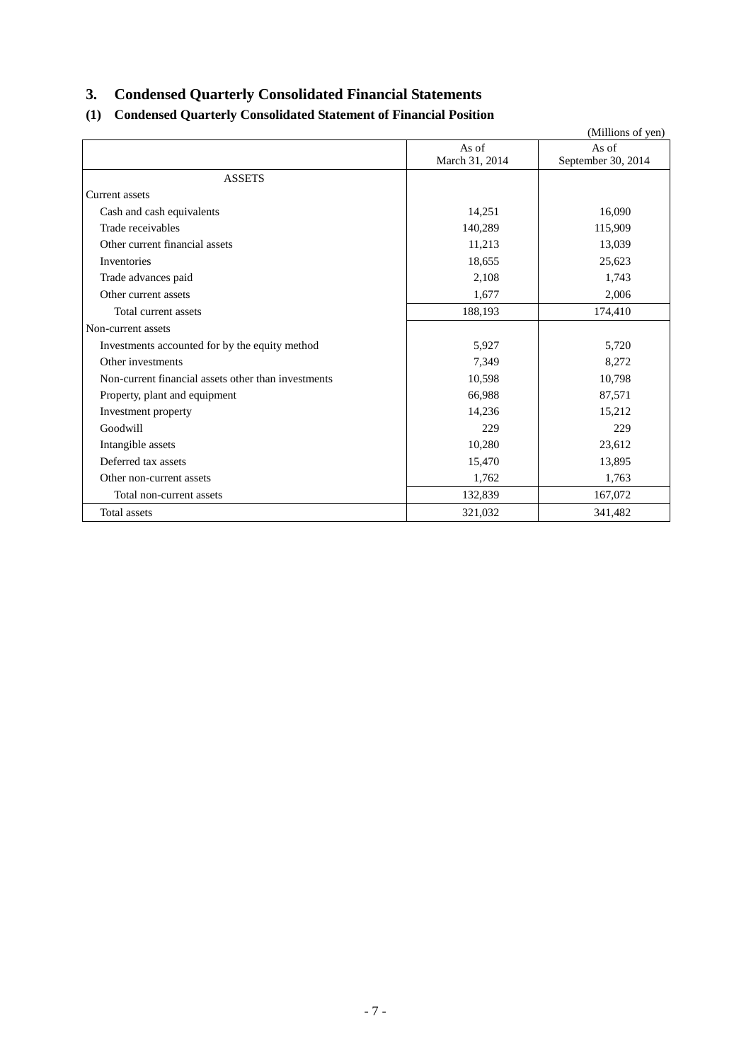## 3. Condensed Quarterly Consolidated Financial Statements

### (1) Condensed Quarterly Consolidated Statement of Financial Position

(Millions of yen)

| | As of March 31, 2014 | As of September 30, 2014 |
|---|---|---|
| ASSETS | | |
| Current assets | | |
| Cash and cash equivalents | 14,251 | 16,090 |
| Trade receivables | 140,289 | 115,909 |
| Other current financial assets | 11,213 | 13,039 |
| Inventories | 18,655 | 25,623 |
| Trade advances paid | 2,108 | 1,743 |
| Other current assets | 1,677 | 2,006 |
| Total current assets | 188,193 | 174,410 |
| Non-current assets | | |
| Investments accounted for by the equity method | 5,927 | 5,720 |
| Other investments | 7,349 | 8,272 |
| Non-current financial assets other than investments | 10,598 | 10,798 |
| Property, plant and equipment | 66,988 | 87,571 |
| Investment property | 14,236 | 15,212 |
| Goodwill | 229 | 229 |
| Intangible assets | 10,280 | 23,612 |
| Deferred tax assets | 15,470 | 13,895 |
| Other non-current assets | 1,762 | 1,763 |
| Total non-current assets | 132,839 | 167,072 |
| Total assets | 321,032 | 341,482 |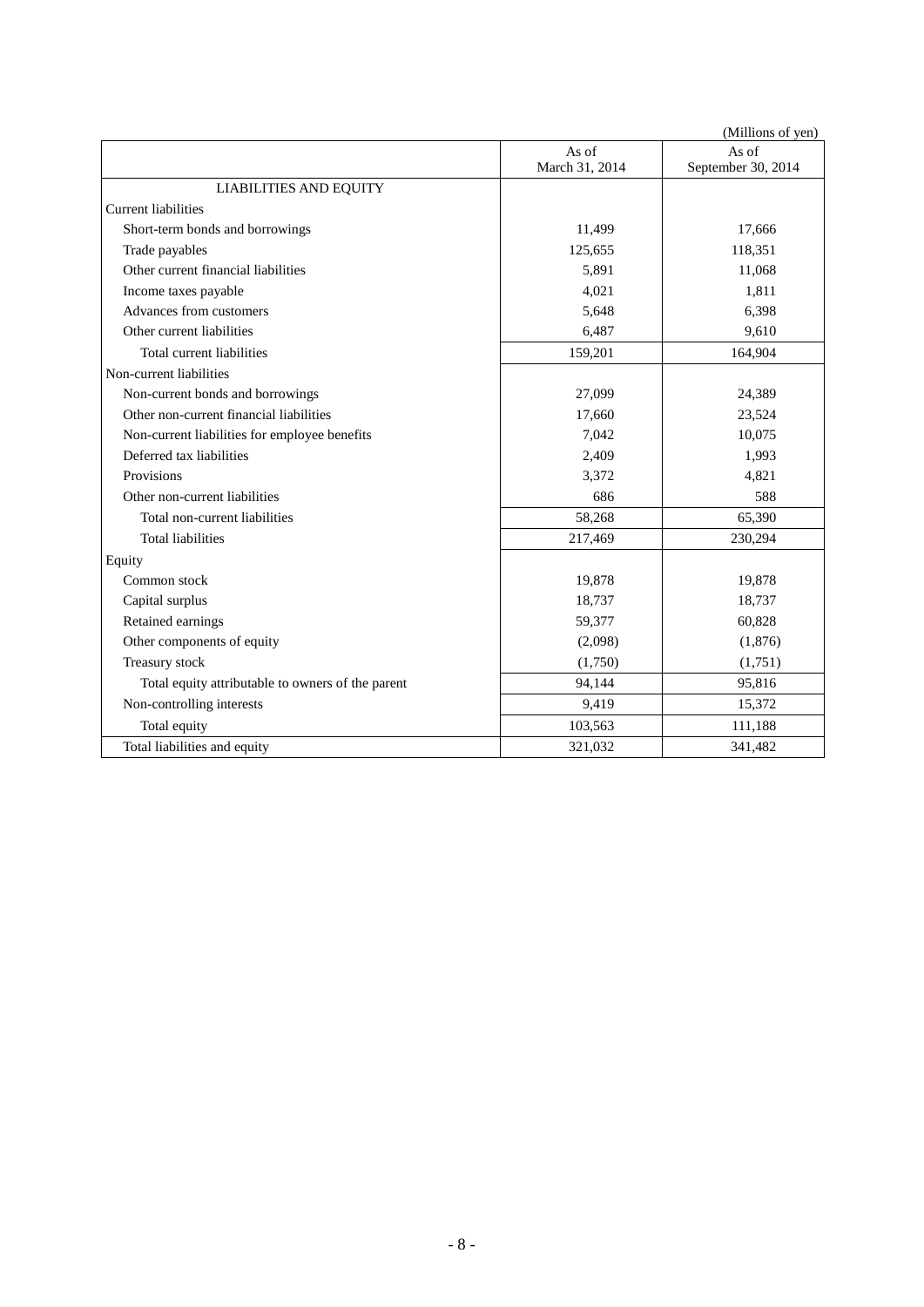(Millions of yen)

| | As of March 31, 2014 | As of September 30, 2014 |
|---|---|---|
| LIABILITIES AND EQUITY | | |
| Current liabilities | | |
| Short-term bonds and borrowings | 11,499 | 17,666 |
| Trade payables | 125,655 | 118,351 |
| Other current financial liabilities | 5,891 | 11,068 |
| Income taxes payable | 4,021 | 1,811 |
| Advances from customers | 5,648 | 6,398 |
| Other current liabilities | 6,487 | 9,610 |
| Total current liabilities | 159,201 | 164,904 |
| Non-current liabilities | | |
| Non-current bonds and borrowings | 27,099 | 24,389 |
| Other non-current financial liabilities | 17,660 | 23,524 |
| Non-current liabilities for employee benefits | 7,042 | 10,075 |
| Deferred tax liabilities | 2,409 | 1,993 |
| Provisions | 3,372 | 4,821 |
| Other non-current liabilities | 686 | 588 |
| Total non-current liabilities | 58,268 | 65,390 |
| Total liabilities | 217,469 | 230,294 |
| Equity | | |
| Common stock | 19,878 | 19,878 |
| Capital surplus | 18,737 | 18,737 |
| Retained earnings | 59,377 | 60,828 |
| Other components of equity | (2,098) | (1,876) |
| Treasury stock | (1,750) | (1,751) |
| Total equity attributable to owners of the parent | 94,144 | 95,816 |
| Non-controlling interests | 9,419 | 15,372 |
| Total equity | 103,563 | 111,188 |
| Total liabilities and equity | 321,032 | 341,482 |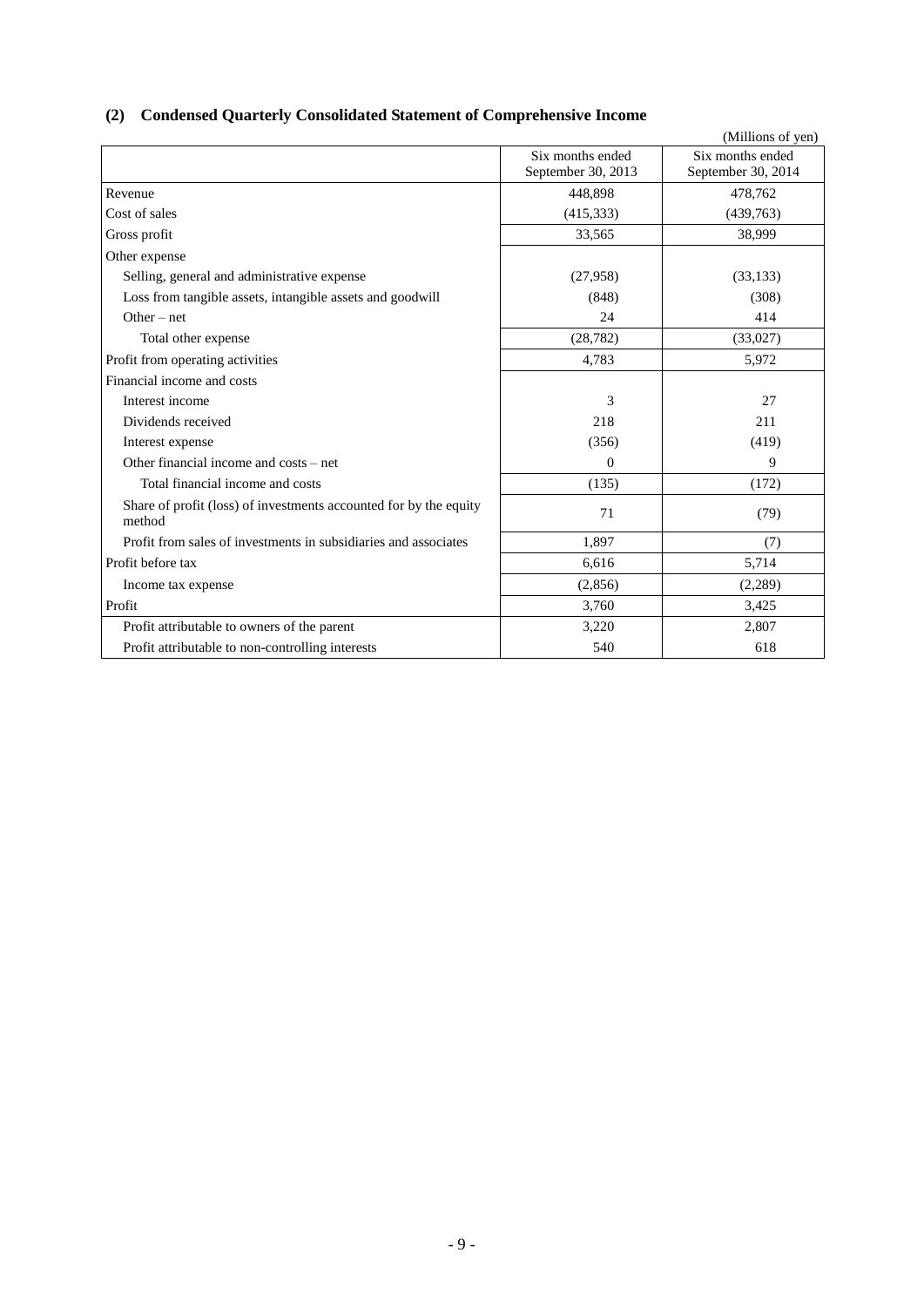## (2) Condensed Quarterly Consolidated Statement of Comprehensive Income

(Millions of yen)

| | Six months ended September 30, 2013 | Six months ended September 30, 2014 |
|---|---|---|
| Revenue | 448,898 | 478,762 |
| Cost of sales | (415,333) | (439,763) |
| Gross profit | 33,565 | 38,999 |
| Other expense | | |
| Selling, general and administrative expense | (27,958) | (33,133) |
| Loss from tangible assets, intangible assets and goodwill | (848) | (308) |
| Other – net | 24 | 414 |
| Total other expense | (28,782) | (33,027) |
| Profit from operating activities | 4,783 | 5,972 |
| Financial income and costs | | |
| Interest income | 3 | 27 |
| Dividends received | 218 | 211 |
| Interest expense | (356) | (419) |
| Other financial income and costs – net | 0 | 9 |
| Total financial income and costs | (135) | (172) |
| Share of profit (loss) of investments accounted for by the equity method | 71 | (79) |
| Profit from sales of investments in subsidiaries and associates | 1,897 | (7) |
| Profit before tax | 6,616 | 5,714 |
| Income tax expense | (2,856) | (2,289) |
| Profit | 3,760 | 3,425 |
| Profit attributable to owners of the parent | 3,220 | 2,807 |
| Profit attributable to non-controlling interests | 540 | 618 |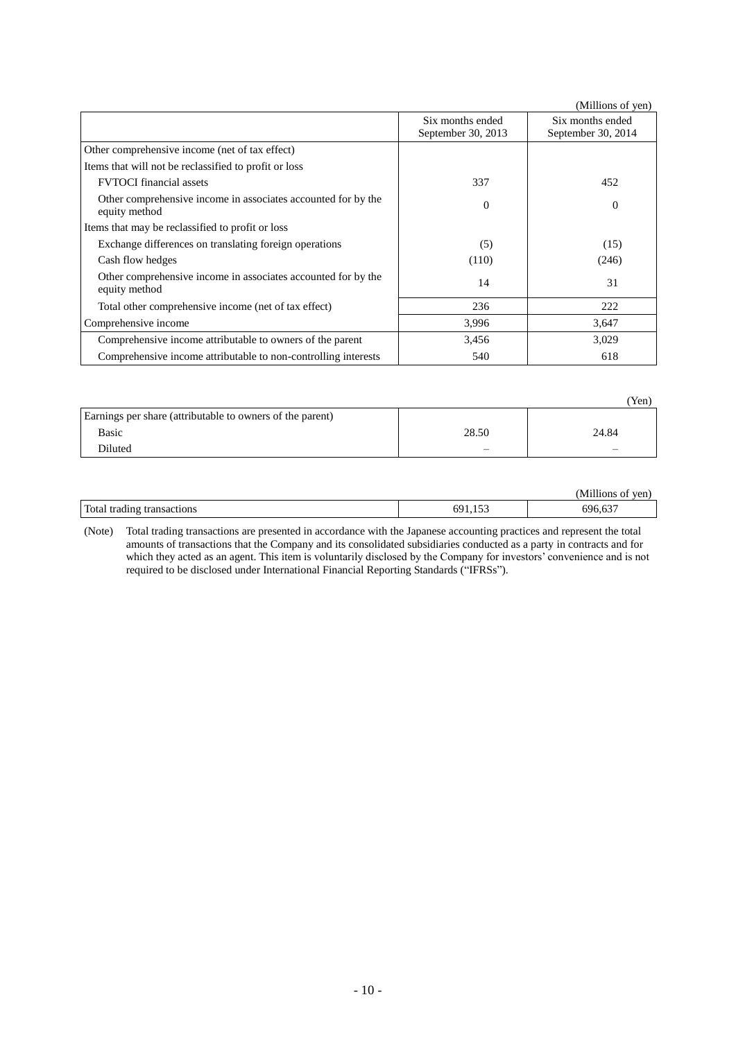(Millions of yen)

| | Six months ended September 30, 2013 | Six months ended September 30, 2014 |
|---|---|---|
| Other comprehensive income (net of tax effect) | | |
| Items that will not be reclassified to profit or loss | | |
| FVTOCI financial assets | 337 | 452 |
| Other comprehensive income in associates accounted for by the equity method | 0 | 0 |
| Items that may be reclassified to profit or loss | | |
| Exchange differences on translating foreign operations | (5) | (15) |
| Cash flow hedges | (110) | (246) |
| Other comprehensive income in associates accounted for by the equity method | 14 | 31 |
| Total other comprehensive income (net of tax effect) | 236 | 222 |
| Comprehensive income | 3,996 | 3,647 |
| Comprehensive income attributable to owners of the parent | 3,456 | 3,029 |
| Comprehensive income attributable to non-controlling interests | 540 | 618 |

(Yen)

| | | |
|---|---|---|
| Earnings per share (attributable to owners of the parent) | | |
| Basic | 28.50 | 24.84 |
| Diluted | – | – |

(Millions of yen)

| | | |
|---|---|---|
| Total trading transactions | 691,153 | 696,637 |

(Note) Total trading transactions are presented in accordance with the Japanese accounting practices and represent the total amounts of transactions that the Company and its consolidated subsidiaries conducted as a party in contracts and for which they acted as an agent. This item is voluntarily disclosed by the Company for investors' convenience and is not required to be disclosed under International Financial Reporting Standards ("IFRSs").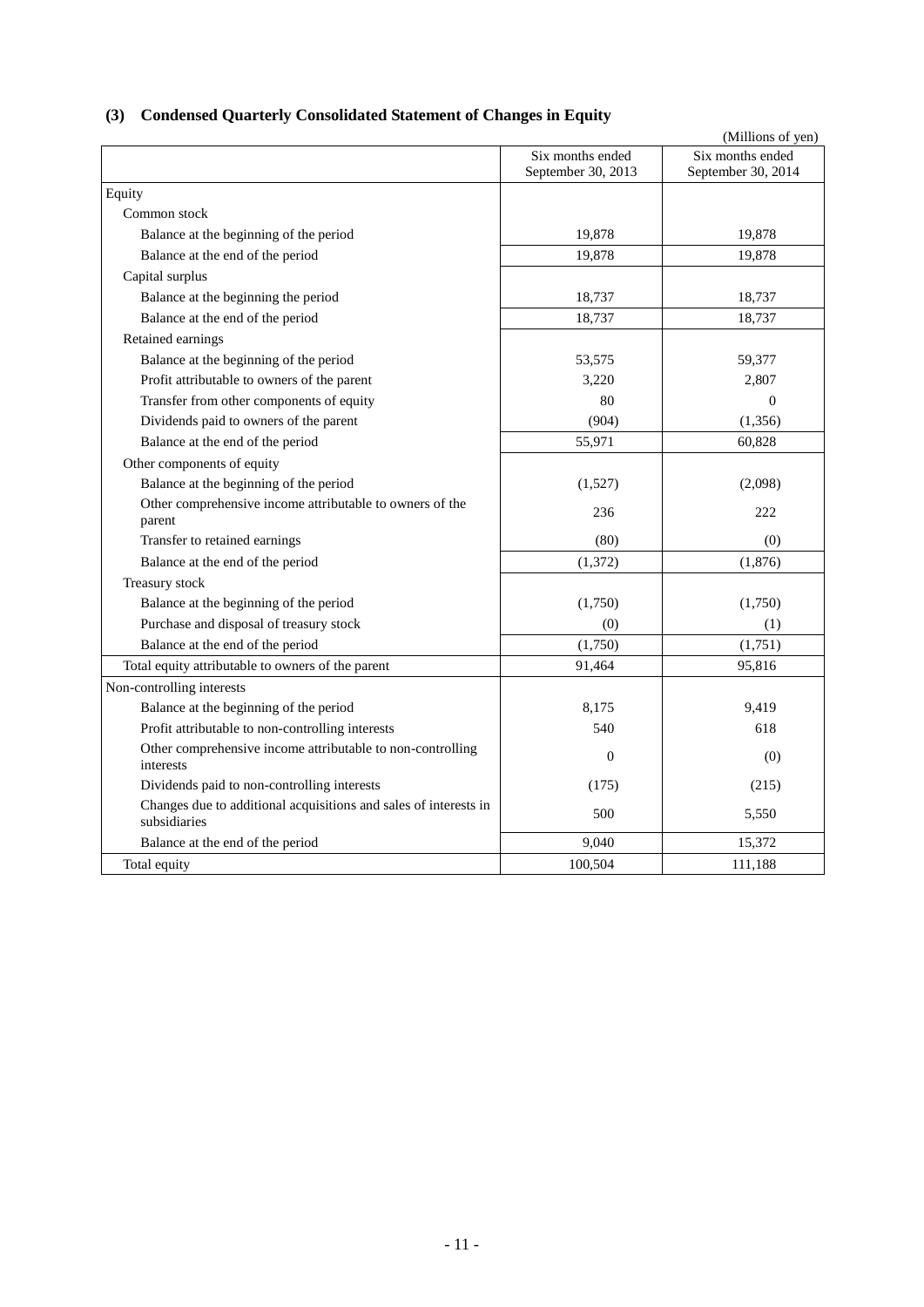### (3) Condensed Quarterly Consolidated Statement of Changes in Equity

(Millions of yen)

| | Six months ended September 30, 2013 | Six months ended September 30, 2014 |
|---|---|---|
| Equity | | |
| Common stock | | |
| Balance at the beginning of the period | 19,878 | 19,878 |
| Balance at the end of the period | 19,878 | 19,878 |
| Capital surplus | | |
| Balance at the beginning the period | 18,737 | 18,737 |
| Balance at the end of the period | 18,737 | 18,737 |
| Retained earnings | | |
| Balance at the beginning of the period | 53,575 | 59,377 |
| Profit attributable to owners of the parent | 3,220 | 2,807 |
| Transfer from other components of equity | 80 | 0 |
| Dividends paid to owners of the parent | (904) | (1,356) |
| Balance at the end of the period | 55,971 | 60,828 |
| Other components of equity | | |
| Balance at the beginning of the period | (1,527) | (2,098) |
| Other comprehensive income attributable to owners of the parent | 236 | 222 |
| Transfer to retained earnings | (80) | (0) |
| Balance at the end of the period | (1,372) | (1,876) |
| Treasury stock | | |
| Balance at the beginning of the period | (1,750) | (1,750) |
| Purchase and disposal of treasury stock | (0) | (1) |
| Balance at the end of the period | (1,750) | (1,751) |
| Total equity attributable to owners of the parent | 91,464 | 95,816 |
| Non-controlling interests | | |
| Balance at the beginning of the period | 8,175 | 9,419 |
| Profit attributable to non-controlling interests | 540 | 618 |
| Other comprehensive income attributable to non-controlling interests | 0 | (0) |
| Dividends paid to non-controlling interests | (175) | (215) |
| Changes due to additional acquisitions and sales of interests in subsidiaries | 500 | 5,550 |
| Balance at the end of the period | 9,040 | 15,372 |
| Total equity | 100,504 | 111,188 |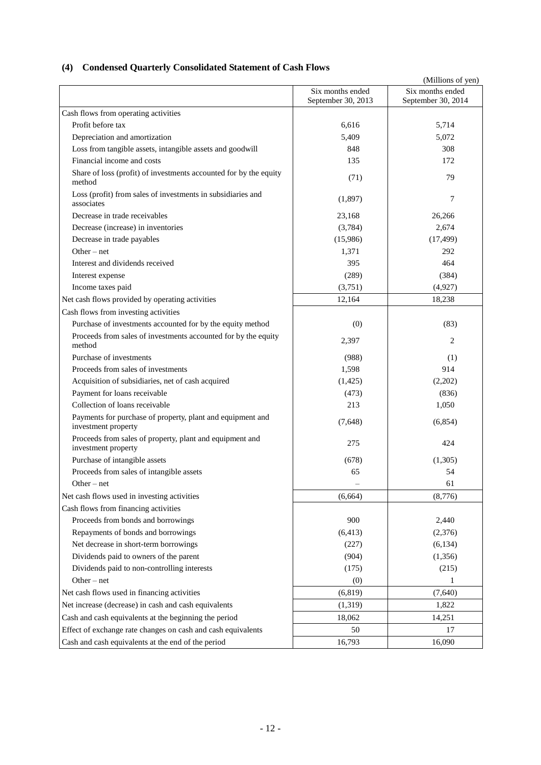## (4) Condensed Quarterly Consolidated Statement of Cash Flows

(Millions of yen)

| | Six months ended September 30, 2013 | Six months ended September 30, 2014 |
|---|---|---|
| Cash flows from operating activities | | |
| Profit before tax | 6,616 | 5,714 |
| Depreciation and amortization | 5,409 | 5,072 |
| Loss from tangible assets, intangible assets and goodwill | 848 | 308 |
| Financial income and costs | 135 | 172 |
| Share of loss (profit) of investments accounted for by the equity method | (71) | 79 |
| Loss (profit) from sales of investments in subsidiaries and associates | (1,897) | 7 |
| Decrease in trade receivables | 23,168 | 26,266 |
| Decrease (increase) in inventories | (3,784) | 2,674 |
| Decrease in trade payables | (15,986) | (17,499) |
| Other – net | 1,371 | 292 |
| Interest and dividends received | 395 | 464 |
| Interest expense | (289) | (384) |
| Income taxes paid | (3,751) | (4,927) |
| Net cash flows provided by operating activities | 12,164 | 18,238 |
| Cash flows from investing activities | | |
| Purchase of investments accounted for by the equity method | (0) | (83) |
| Proceeds from sales of investments accounted for by the equity method | 2,397 | 2 |
| Purchase of investments | (988) | (1) |
| Proceeds from sales of investments | 1,598 | 914 |
| Acquisition of subsidiaries, net of cash acquired | (1,425) | (2,202) |
| Payment for loans receivable | (473) | (836) |
| Collection of loans receivable | 213 | 1,050 |
| Payments for purchase of property, plant and equipment and investment property | (7,648) | (6,854) |
| Proceeds from sales of property, plant and equipment and investment property | 275 | 424 |
| Purchase of intangible assets | (678) | (1,305) |
| Proceeds from sales of intangible assets | 65 | 54 |
| Other – net | – | 61 |
| Net cash flows used in investing activities | (6,664) | (8,776) |
| Cash flows from financing activities | | |
| Proceeds from bonds and borrowings | 900 | 2,440 |
| Repayments of bonds and borrowings | (6,413) | (2,376) |
| Net decrease in short-term borrowings | (227) | (6,134) |
| Dividends paid to owners of the parent | (904) | (1,356) |
| Dividends paid to non-controlling interests | (175) | (215) |
| Other – net | (0) | 1 |
| Net cash flows used in financing activities | (6,819) | (7,640) |
| Net increase (decrease) in cash and cash equivalents | (1,319) | 1,822 |
| Cash and cash equivalents at the beginning the period | 18,062 | 14,251 |
| Effect of exchange rate changes on cash and cash equivalents | 50 | 17 |
| Cash and cash equivalents at the end of the period | 16,793 | 16,090 |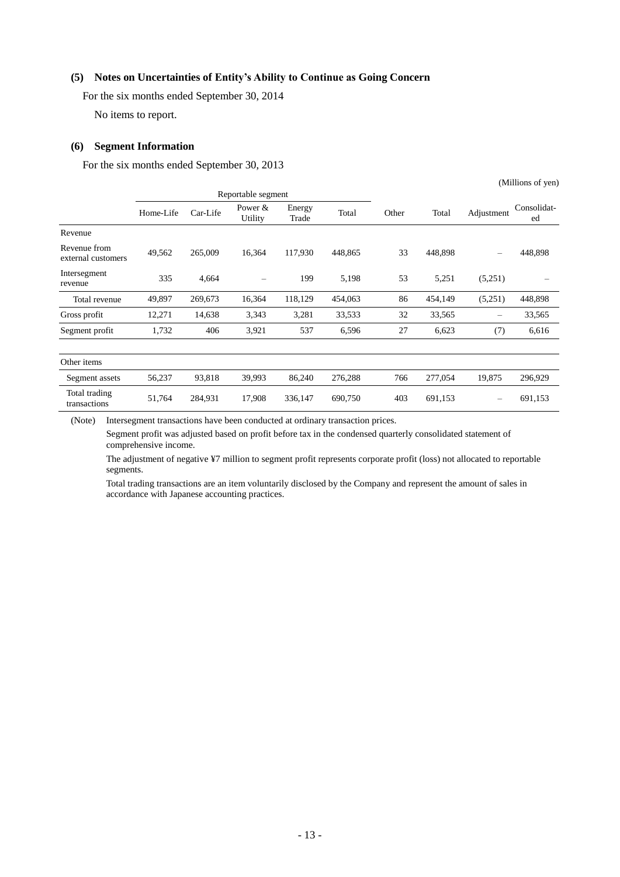### (5) Notes on Uncertainties of Entity's Ability to Continue as Going Concern

For the six months ended September 30, 2014

No items to report.

### (6) Segment Information

For the six months ended September 30, 2013

(Millions of yen)

| | Reportable segment | | | | | Other | Total | Adjustment | Consolidated |
|---|---|---|---|---|---|---|---|---|---|
| | Home-Life | Car-Life | Power & Utility | Energy Trade | Total | | | | |
| Revenue | | | | | | | | | |
| Revenue from external customers | 49,562 | 265,009 | 16,364 | 117,930 | 448,865 | 33 | 448,898 | – | 448,898 |
| Intersegment revenue | 335 | 4,664 | – | 199 | 5,198 | 53 | 5,251 | (5,251) | – |
| Total revenue | 49,897 | 269,673 | 16,364 | 118,129 | 454,063 | 86 | 454,149 | (5,251) | 448,898 |
| Gross profit | 12,271 | 14,638 | 3,343 | 3,281 | 33,533 | 32 | 33,565 | – | 33,565 |
| Segment profit | 1,732 | 406 | 3,921 | 537 | 6,596 | 27 | 6,623 | (7) | 6,616 |
| Other items | | | | | | | | | |
| Segment assets | 56,237 | 93,818 | 39,993 | 86,240 | 276,288 | 766 | 277,054 | 19,875 | 296,929 |
| Total trading transactions | 51,764 | 284,931 | 17,908 | 336,147 | 690,750 | 403 | 691,153 | – | 691,153 |

(Note) Intersegment transactions have been conducted at ordinary transaction prices.

Segment profit was adjusted based on profit before tax in the condensed quarterly consolidated statement of comprehensive income.

The adjustment of negative ¥7 million to segment profit represents corporate profit (loss) not allocated to reportable segments.

Total trading transactions are an item voluntarily disclosed by the Company and represent the amount of sales in accordance with Japanese accounting practices.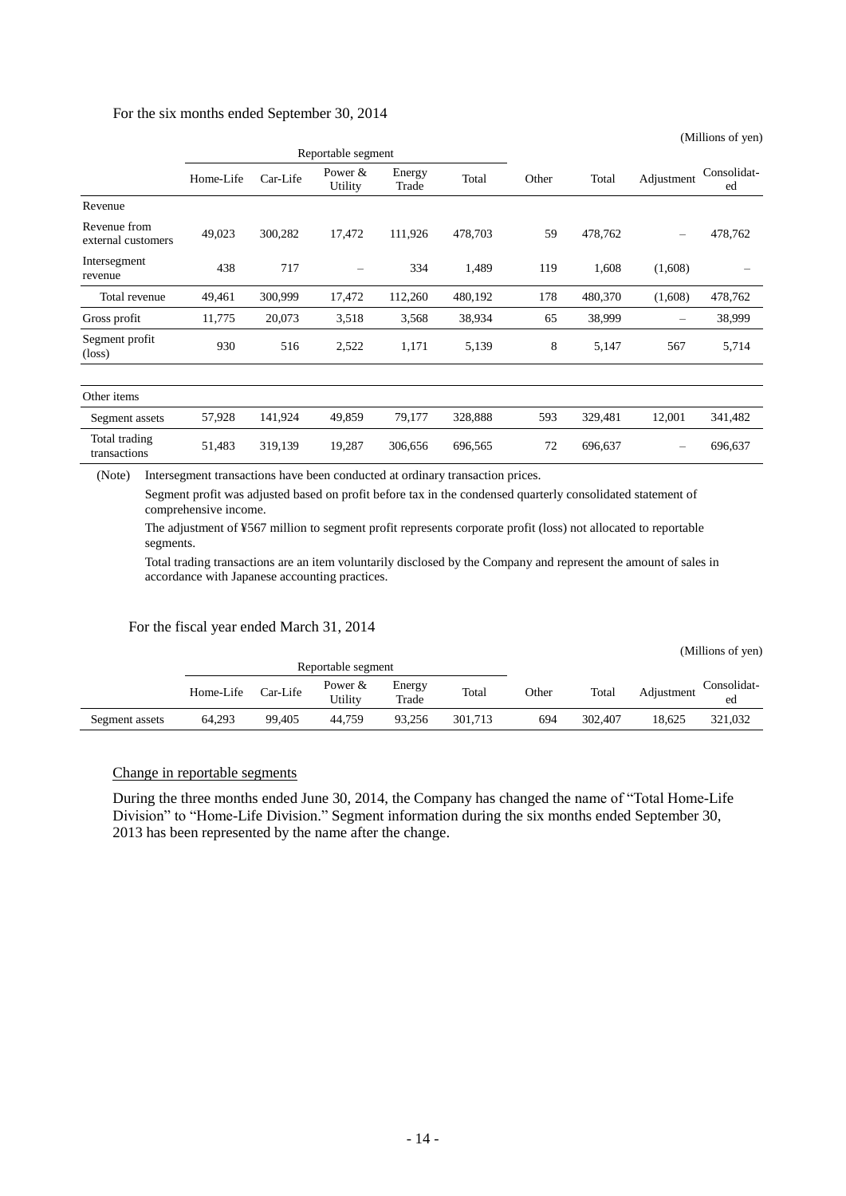For the six months ended September 30, 2014

(Millions of yen)

| | Reportable segment | | | | | Other | Total | Adjustment | Consolidated |
|---|---|---|---|---|---|---|---|---|---|
| | Home-Life | Car-Life | Power & Utility | Energy Trade | Total | | | | |
| Revenue | | | | | | | | | |
| Revenue from external customers | 49,023 | 300,282 | 17,472 | 111,926 | 478,703 | 59 | 478,762 | – | 478,762 |
| Intersegment revenue | 438 | 717 | – | 334 | 1,489 | 119 | 1,608 | (1,608) | – |
| Total revenue | 49,461 | 300,999 | 17,472 | 112,260 | 480,192 | 178 | 480,370 | (1,608) | 478,762 |
| Gross profit | 11,775 | 20,073 | 3,518 | 3,568 | 38,934 | 65 | 38,999 | – | 38,999 |
| Segment profit (loss) | 930 | 516 | 2,522 | 1,171 | 5,139 | 8 | 5,147 | 567 | 5,714 |
| Other items | | | | | | | | | |
| Segment assets | 57,928 | 141,924 | 49,859 | 79,177 | 328,888 | 593 | 329,481 | 12,001 | 341,482 |
| Total trading transactions | 51,483 | 319,139 | 19,287 | 306,656 | 696,565 | 72 | 696,637 | – | 696,637 |

(Note) Intersegment transactions have been conducted at ordinary transaction prices.

Segment profit was adjusted based on profit before tax in the condensed quarterly consolidated statement of comprehensive income.

The adjustment of ¥567 million to segment profit represents corporate profit (loss) not allocated to reportable segments.

Total trading transactions are an item voluntarily disclosed by the Company and represent the amount of sales in accordance with Japanese accounting practices.

For the fiscal year ended March 31, 2014

(Millions of yen)

| | Reportable segment | | | | | Other | Total | Adjustment | Consolidated |
|---|---|---|---|---|---|---|---|---|---|
| | Home-Life | Car-Life | Power & Utility | Energy Trade | Total | | | | |
| Segment assets | 64,293 | 99,405 | 44,759 | 93,256 | 301,713 | 694 | 302,407 | 18,625 | 321,032 |

Change in reportable segments

During the three months ended June 30, 2014, the Company has changed the name of "Total Home-Life Division" to "Home-Life Division." Segment information during the six months ended September 30, 2013 has been represented by the name after the change.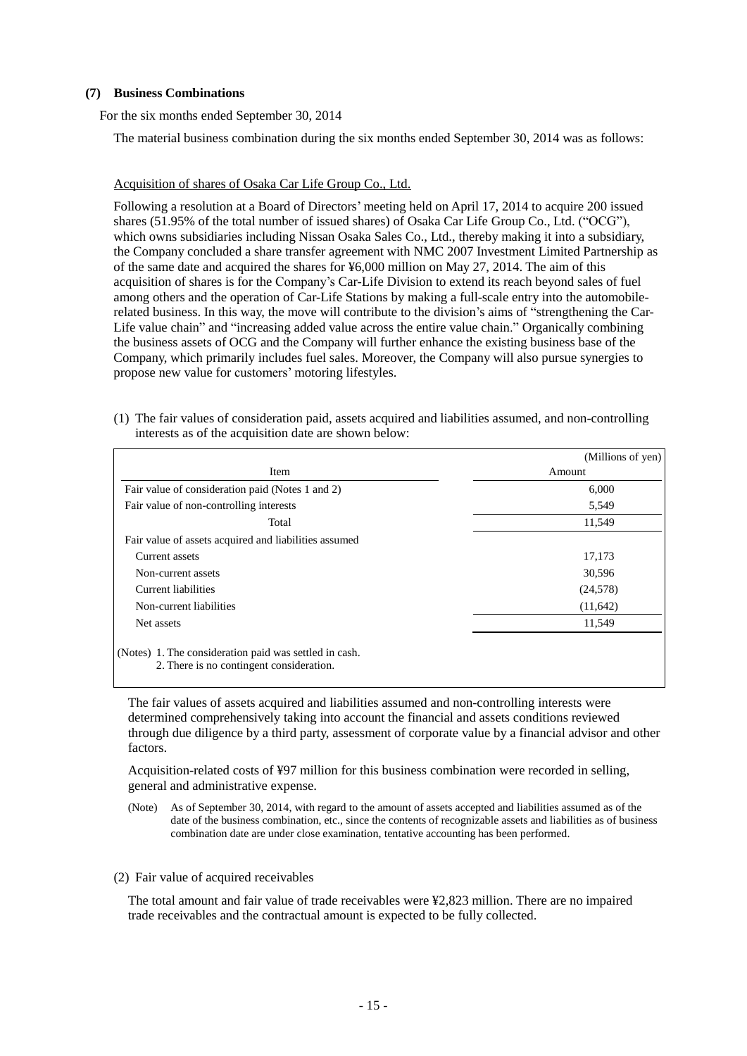### (7) Business Combinations

For the six months ended September 30, 2014

The material business combination during the six months ended September 30, 2014 was as follows:

Acquisition of shares of Osaka Car Life Group Co., Ltd.

Following a resolution at a Board of Directors' meeting held on April 17, 2014 to acquire 200 issued shares (51.95% of the total number of issued shares) of Osaka Car Life Group Co., Ltd. ("OCG"), which owns subsidiaries including Nissan Osaka Sales Co., Ltd., thereby making it into a subsidiary, the Company concluded a share transfer agreement with NMC 2007 Investment Limited Partnership as of the same date and acquired the shares for ¥6,000 million on May 27, 2014. The aim of this acquisition of shares is for the Company's Car-Life Division to extend its reach beyond sales of fuel among others and the operation of Car-Life Stations by making a full-scale entry into the automobile-related business. In this way, the move will contribute to the division's aims of "strengthening the Car-Life value chain" and "increasing added value across the entire value chain." Organically combining the business assets of OCG and the Company will further enhance the existing business base of the Company, which primarily includes fuel sales. Moreover, the Company will also pursue synergies to propose new value for customers' motoring lifestyles.

(1) The fair values of consideration paid, assets acquired and liabilities assumed, and non-controlling interests as of the acquisition date are shown below:

(Millions of yen)

| Item | Amount |
|---|---|
| Fair value of consideration paid (Notes 1 and 2) | 6,000 |
| Fair value of non-controlling interests | 5,549 |
| Total | 11,549 |
| Fair value of assets acquired and liabilities assumed | |
| Current assets | 17,173 |
| Non-current assets | 30,596 |
| Current liabilities | (24,578) |
| Non-current liabilities | (11,642) |
| Net assets | 11,549 |

(Notes) 1. The consideration paid was settled in cash.
2. There is no contingent consideration.

The fair values of assets acquired and liabilities assumed and non-controlling interests were determined comprehensively taking into account the financial and assets conditions reviewed through due diligence by a third party, assessment of corporate value by a financial advisor and other factors.

Acquisition-related costs of ¥97 million for this business combination were recorded in selling, general and administrative expense.

(Note) As of September 30, 2014, with regard to the amount of assets accepted and liabilities assumed as of the date of the business combination, etc., since the contents of recognizable assets and liabilities as of business combination date are under close examination, tentative accounting has been performed.

(2) Fair value of acquired receivables

The total amount and fair value of trade receivables were ¥2,823 million. There are no impaired trade receivables and the contractual amount is expected to be fully collected.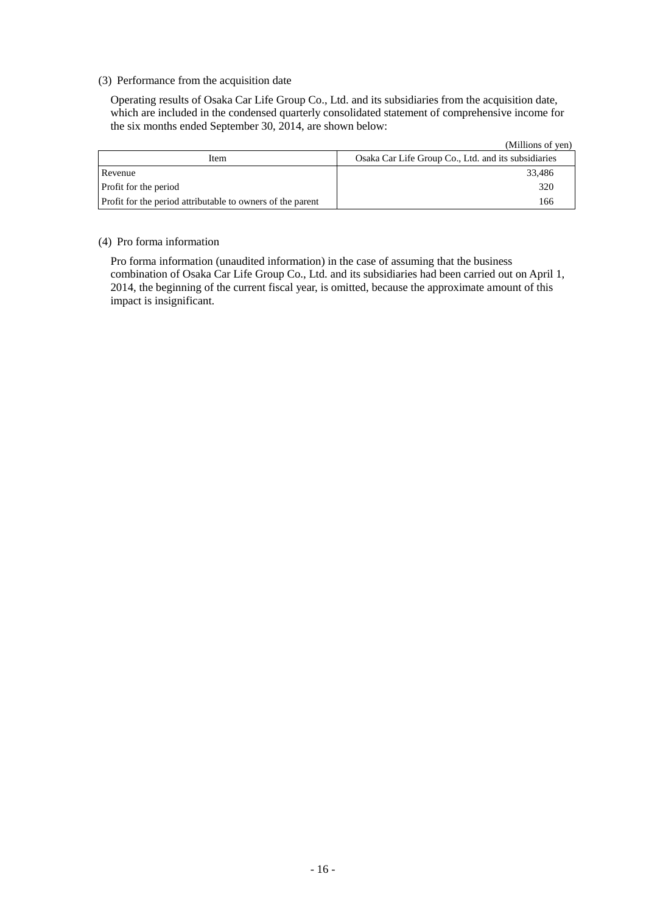(3) Performance from the acquisition date

Operating results of Osaka Car Life Group Co., Ltd. and its subsidiaries from the acquisition date, which are included in the condensed quarterly consolidated statement of comprehensive income for the six months ended September 30, 2014, are shown below:

(Millions of yen)

| Item | Osaka Car Life Group Co., Ltd. and its subsidiaries |
|---|---|
| Revenue | 33,486 |
| Profit for the period | 320 |
| Profit for the period attributable to owners of the parent | 166 |

(4) Pro forma information

Pro forma information (unaudited information) in the case of assuming that the business combination of Osaka Car Life Group Co., Ltd. and its subsidiaries had been carried out on April 1, 2014, the beginning of the current fiscal year, is omitted, because the approximate amount of this impact is insignificant.